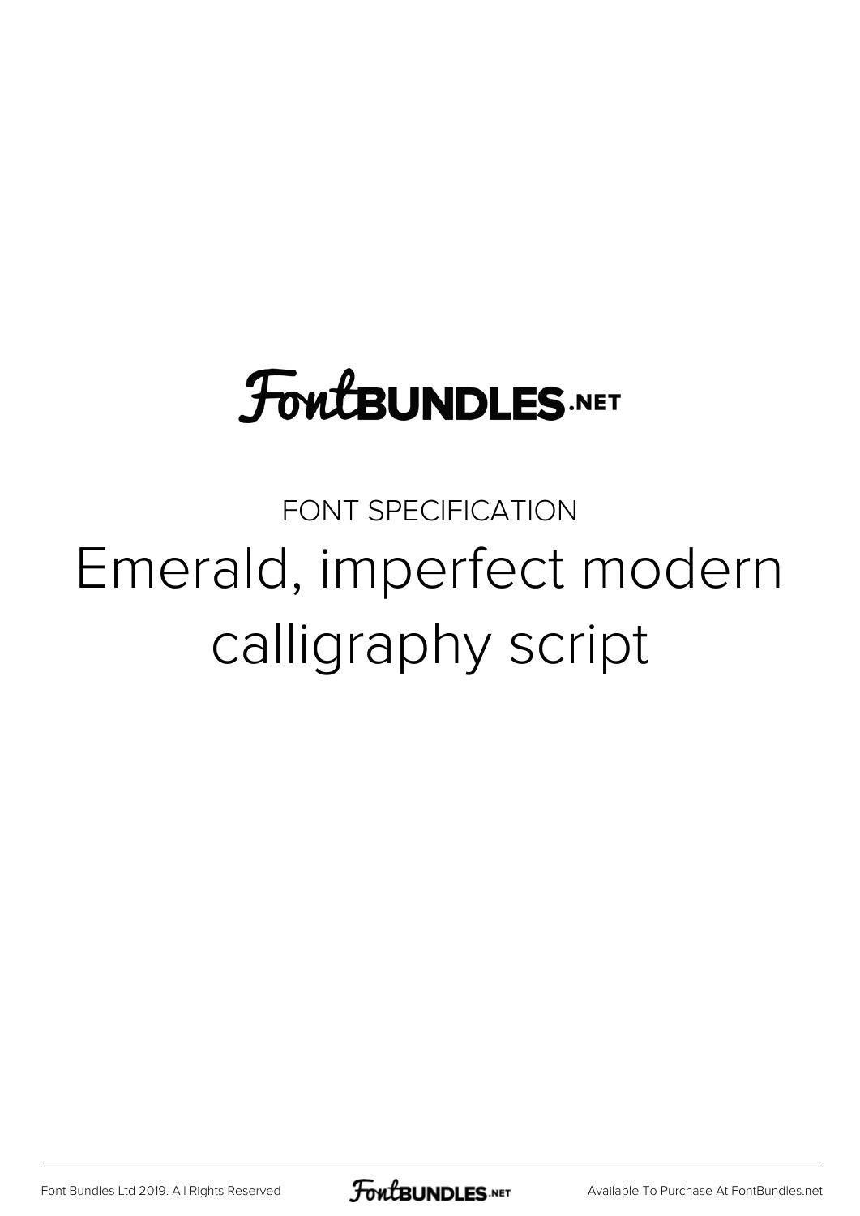FontBUNDLES.NET

FONT SPECIFICATION

# Emerald, imperfect modern calligraphy script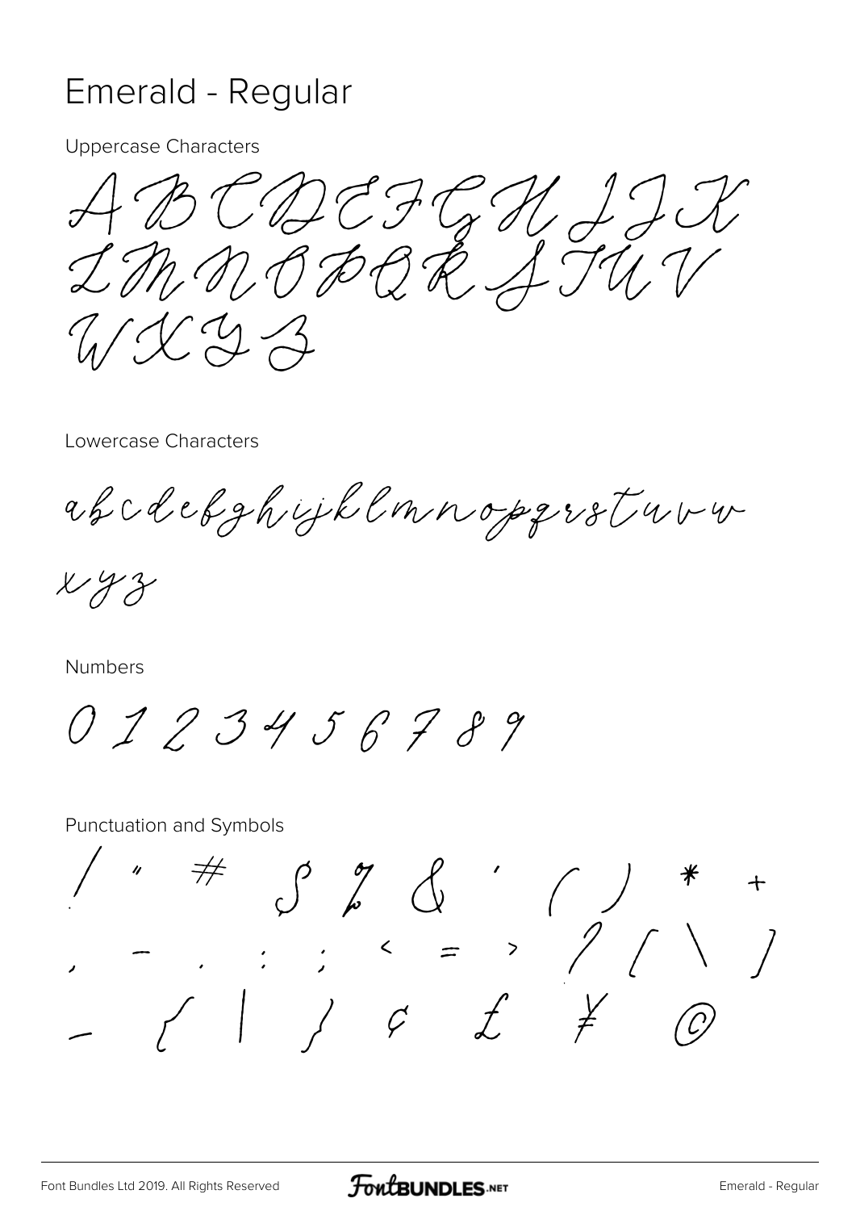# Emerald - Regular

Uppercase Characters

A B C D E F G H I J K
L M N O P Q R S T U V
W X Y Z

Lowercase Characters

a b c d e f g h i j k l m n o p q r s t u v w
x y z

Numbers

0 1 2 3 4 5 6 7 8 9

Punctuation and Symbols

! " # $ % & ' ( ) * +
, - . : ; < = > ? [ \ ]
_ { | } ¢ £ ¥ ©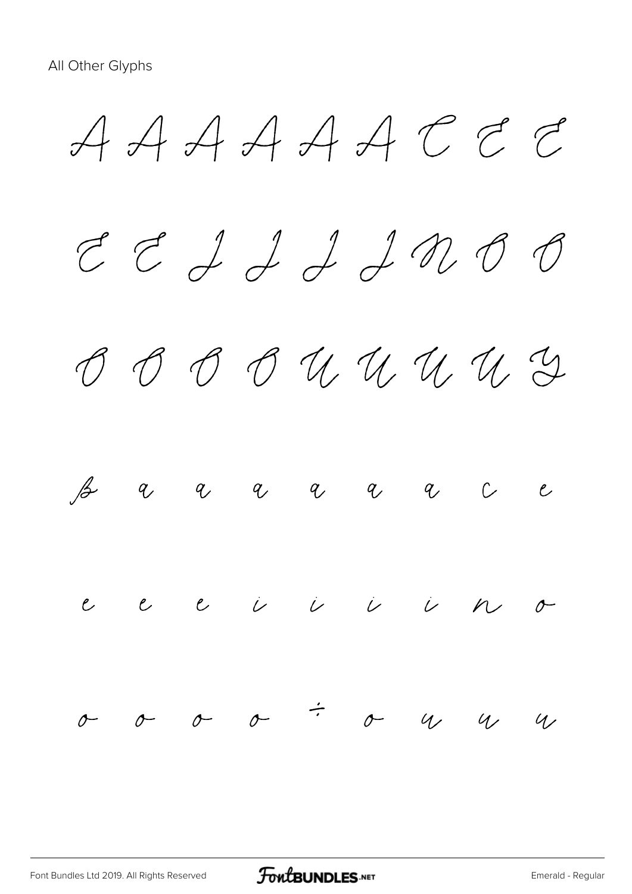All Other Glyphs

A A A A A A C E E

E E I I I I N O O

O O O O U U U U Y

ß a a a a a a c e

e e e i i i i n o

o o o o ÷ o u u u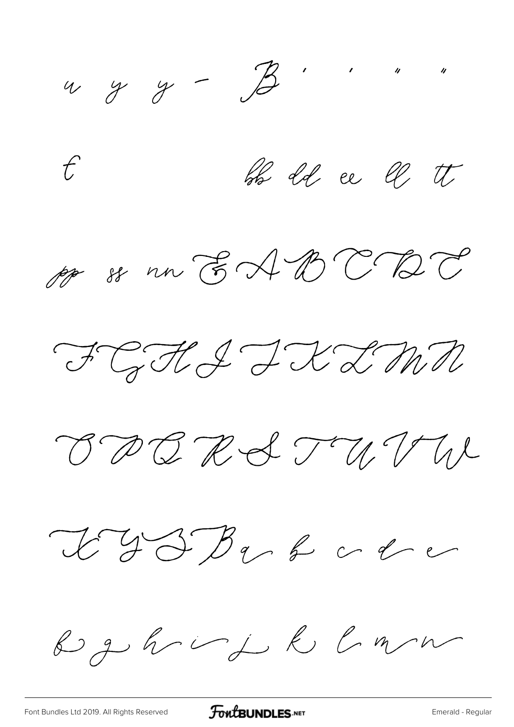u y y - B ' ' " "

t bb dd ee ll tt

pp ss nn E A B C D E

F G H I J K L M N

O P Q R S T U V W

X Y Z B a b c d e

f g h i j k l m n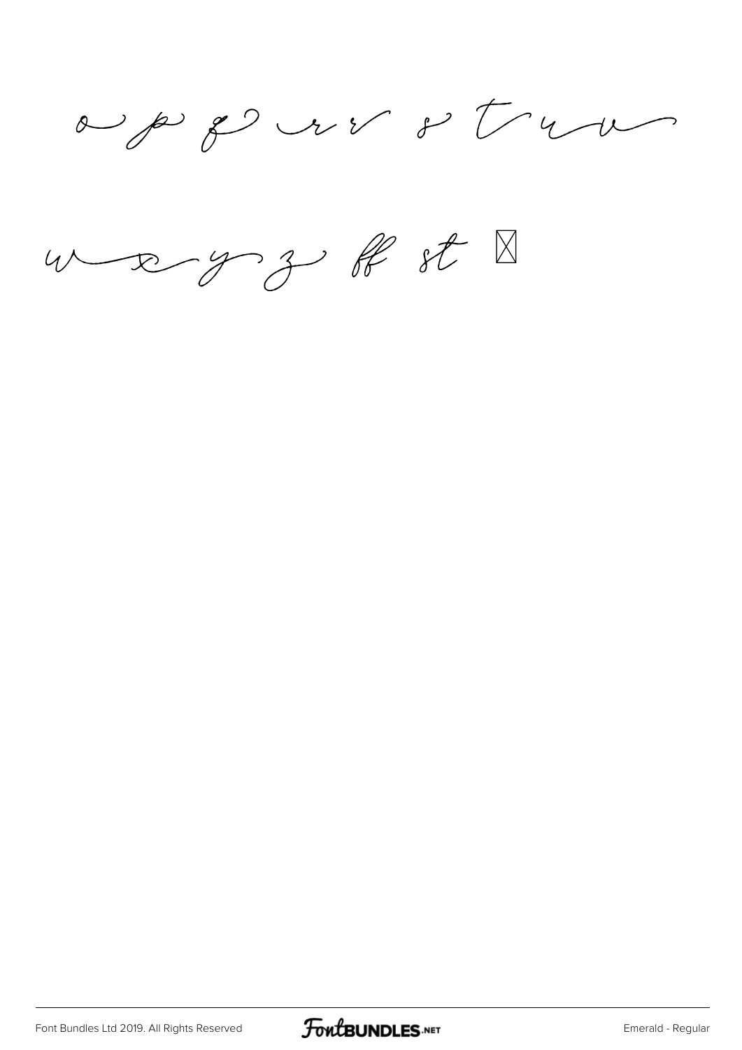o p q r r s t u v

w x y z ff st ⊠